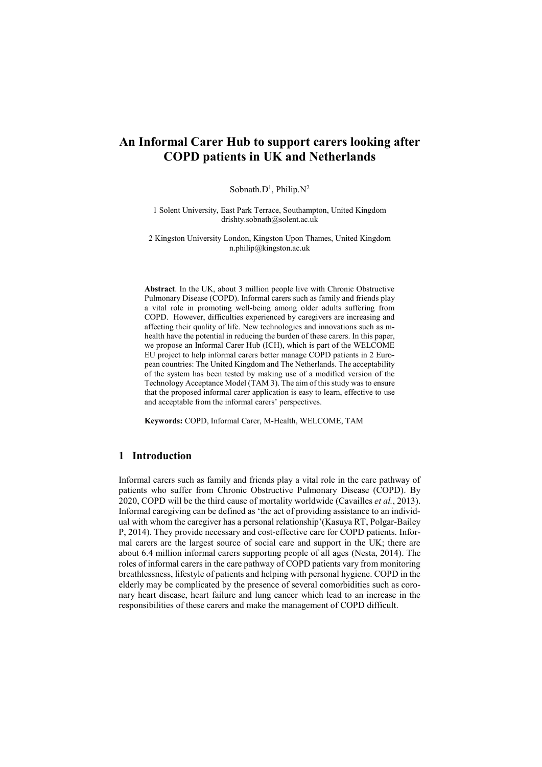# An Informal Carer Hub to support carers looking after COPD patients in UK and Netherlands

Sobnath.D[1], Philip.N[2]

1 Solent University, East Park Terrace, Southampton, United Kingdom
drishty.sobnath@solent.ac.uk

2 Kingston University London, Kingston Upon Thames, United Kingdom
n.philip@kingston.ac.uk

**Abstract**. In the UK, about 3 million people live with Chronic Obstructive Pulmonary Disease (COPD). Informal carers such as family and friends play a vital role in promoting well-being among older adults suffering from COPD. However, difficulties experienced by caregivers are increasing and affecting their quality of life. New technologies and innovations such as m-health have the potential in reducing the burden of these carers. In this paper, we propose an Informal Carer Hub (ICH), which is part of the WELCOME EU project to help informal carers better manage COPD patients in 2 European countries: The United Kingdom and The Netherlands. The acceptability of the system has been tested by making use of a modified version of the Technology Acceptance Model (TAM 3). The aim of this study was to ensure that the proposed informal carer application is easy to learn, effective to use and acceptable from the informal carers' perspectives.

**Keywords:** COPD, Informal Carer, M-Health, WELCOME, TAM

## 1 Introduction

Informal carers such as family and friends play a vital role in the care pathway of patients who suffer from Chronic Obstructive Pulmonary Disease (COPD). By 2020, COPD will be the third cause of mortality worldwide (Cavailles *et al.*, 2013). Informal caregiving can be defined as 'the act of providing assistance to an individual with whom the caregiver has a personal relationship'(Kasuya RT, Polgar-Bailey P, 2014). They provide necessary and cost-effective care for COPD patients. Informal carers are the largest source of social care and support in the UK; there are about 6.4 million informal carers supporting people of all ages (Nesta, 2014). The roles of informal carers in the care pathway of COPD patients vary from monitoring breathlessness, lifestyle of patients and helping with personal hygiene. COPD in the elderly may be complicated by the presence of several comorbidities such as coronary heart disease, heart failure and lung cancer which lead to an increase in the responsibilities of these carers and make the management of COPD difficult.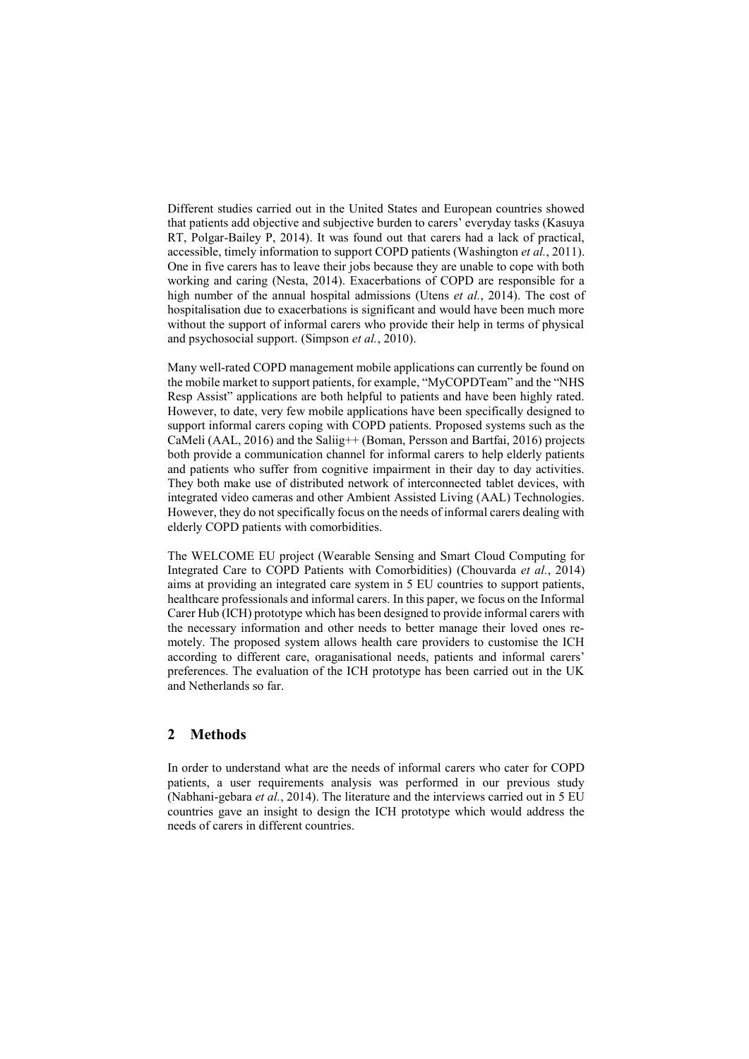Different studies carried out in the United States and European countries showed that patients add objective and subjective burden to carers' everyday tasks (Kasuya RT, Polgar-Bailey P, 2014). It was found out that carers had a lack of practical, accessible, timely information to support COPD patients (Washington *et al.*, 2011). One in five carers has to leave their jobs because they are unable to cope with both working and caring (Nesta, 2014). Exacerbations of COPD are responsible for a high number of the annual hospital admissions (Utens *et al.*, 2014). The cost of hospitalisation due to exacerbations is significant and would have been much more without the support of informal carers who provide their help in terms of physical and psychosocial support. (Simpson *et al.*, 2010).

Many well-rated COPD management mobile applications can currently be found on the mobile market to support patients, for example, "MyCOPDTeam" and the "NHS Resp Assist" applications are both helpful to patients and have been highly rated. However, to date, very few mobile applications have been specifically designed to support informal carers coping with COPD patients. Proposed systems such as the CaMeli (AAL, 2016) and the Saliig++ (Boman, Persson and Bartfai, 2016) projects both provide a communication channel for informal carers to help elderly patients and patients who suffer from cognitive impairment in their day to day activities. They both make use of distributed network of interconnected tablet devices, with integrated video cameras and other Ambient Assisted Living (AAL) Technologies. However, they do not specifically focus on the needs of informal carers dealing with elderly COPD patients with comorbidities.

The WELCOME EU project (Wearable Sensing and Smart Cloud Computing for Integrated Care to COPD Patients with Comorbidities) (Chouvarda *et al.*, 2014) aims at providing an integrated care system in 5 EU countries to support patients, healthcare professionals and informal carers. In this paper, we focus on the Informal Carer Hub (ICH) prototype which has been designed to provide informal carers with the necessary information and other needs to better manage their loved ones remotely. The proposed system allows health care providers to customise the ICH according to different care, oraganisational needs, patients and informal carers' preferences. The evaluation of the ICH prototype has been carried out in the UK and Netherlands so far.

## 2 Methods

In order to understand what are the needs of informal carers who cater for COPD patients, a user requirements analysis was performed in our previous study (Nabhani-gebara *et al.*, 2014). The literature and the interviews carried out in 5 EU countries gave an insight to design the ICH prototype which would address the needs of carers in different countries.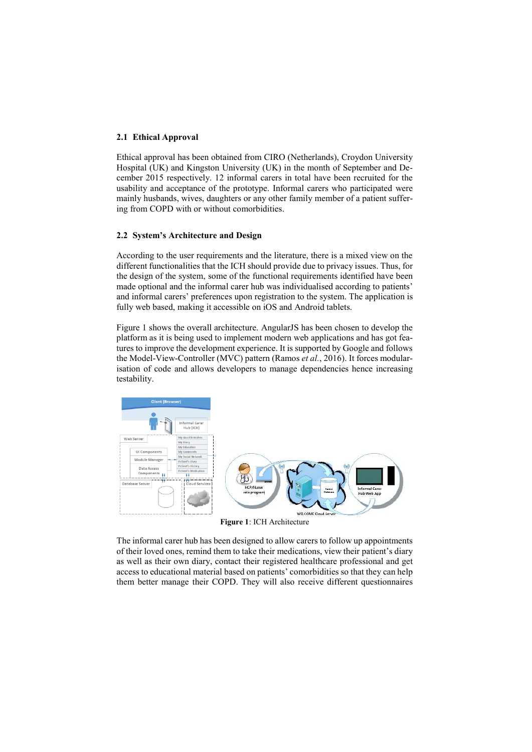### 2.1 Ethical Approval

Ethical approval has been obtained from CIRO (Netherlands), Croydon University Hospital (UK) and Kingston University (UK) in the month of September and December 2015 respectively. 12 informal carers in total have been recruited for the usability and acceptance of the prototype. Informal carers who participated were mainly husbands, wives, daughters or any other family member of a patient suffering from COPD with or without comorbidities.

### 2.2 System's Architecture and Design

According to the user requirements and the literature, there is a mixed view on the different functionalities that the ICH should provide due to privacy issues. Thus, for the design of the system, some of the functional requirements identified have been made optional and the informal carer hub was individualised according to patients' and informal carers' preferences upon registration to the system. The application is fully web based, making it accessible on iOS and Android tablets.

Figure 1 shows the overall architecture. AngularJS has been chosen to develop the platform as it is being used to implement modern web applications and has got features to improve the development experience. It is supported by Google and follows the Model-View-Controller (MVC) pattern (Ramos *et al.*, 2016). It forces modularisation of code and allows developers to manage dependencies hence increasing testability.

**Figure 1**: ICH Architecture

The informal carer hub has been designed to allow carers to follow up appointments of their loved ones, remind them to take their medications, view their patient's diary as well as their own diary, contact their registered healthcare professional and get access to educational material based on patients' comorbidities so that they can help them better manage their COPD. They will also receive different questionnaires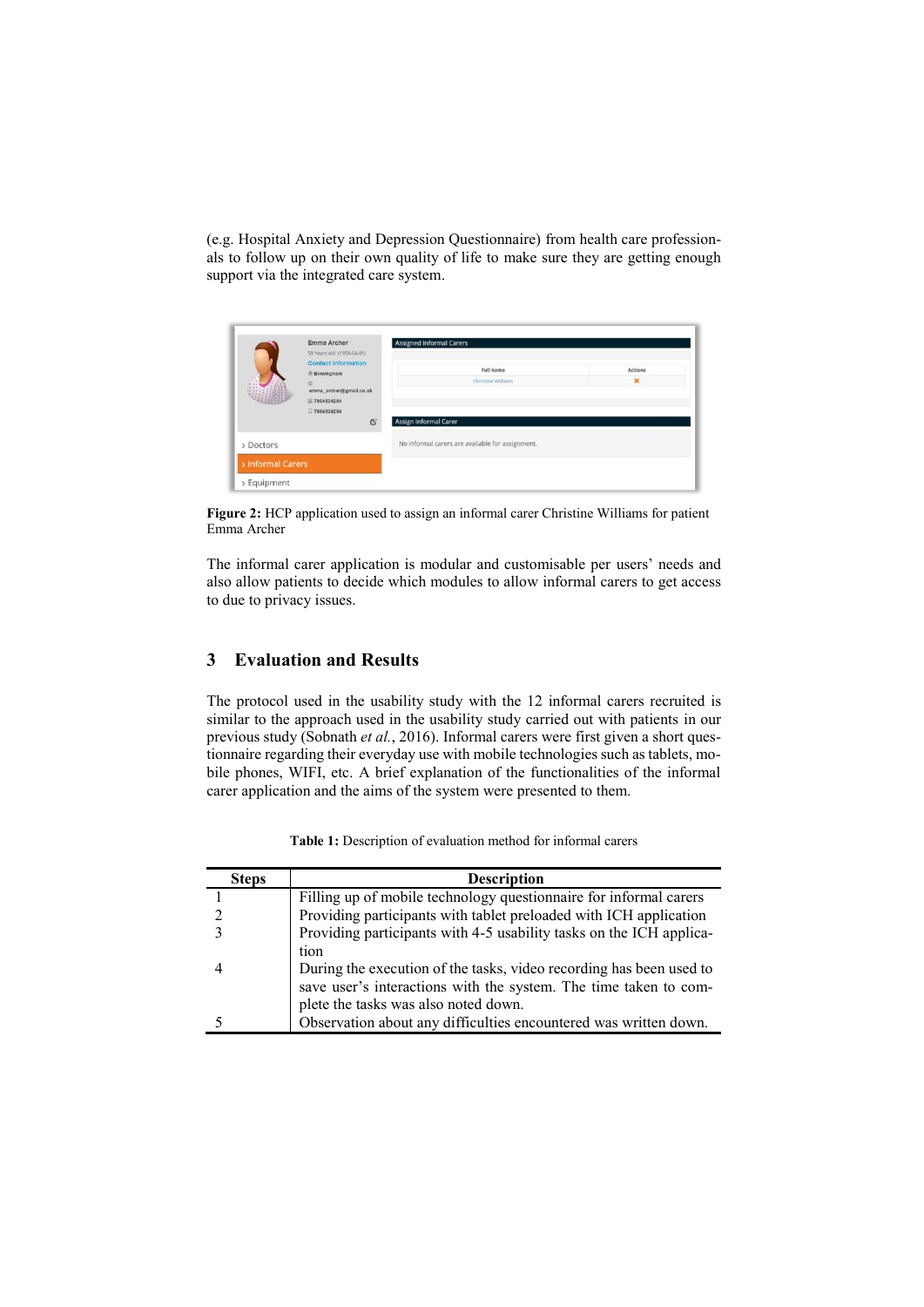(e.g. Hospital Anxiety and Depression Questionnaire) from health care professionals to follow up on their own quality of life to make sure they are getting enough support via the integrated care system.

**Figure 2:** HCP application used to assign an informal carer Christine Williams for patient Emma Archer

The informal carer application is modular and customisable per users' needs and also allow patients to decide which modules to allow informal carers to get access to due to privacy issues.

## 3 Evaluation and Results

The protocol used in the usability study with the 12 informal carers recruited is similar to the approach used in the usability study carried out with patients in our previous study (Sobnath *et al.*, 2016). Informal carers were first given a short questionnaire regarding their everyday use with mobile technologies such as tablets, mobile phones, WIFI, etc. A brief explanation of the functionalities of the informal carer application and the aims of the system were presented to them.

**Table 1:** Description of evaluation method for informal carers

| Steps | Description |
| --- | --- |
| 1 | Filling up of mobile technology questionnaire for informal carers |
| 2 | Providing participants with tablet preloaded with ICH application |
| 3 | Providing participants with 4-5 usability tasks on the ICH application |
| 4 | During the execution of the tasks, video recording has been used to save user's interactions with the system. The time taken to complete the tasks was also noted down. |
| 5 | Observation about any difficulties encountered was written down. |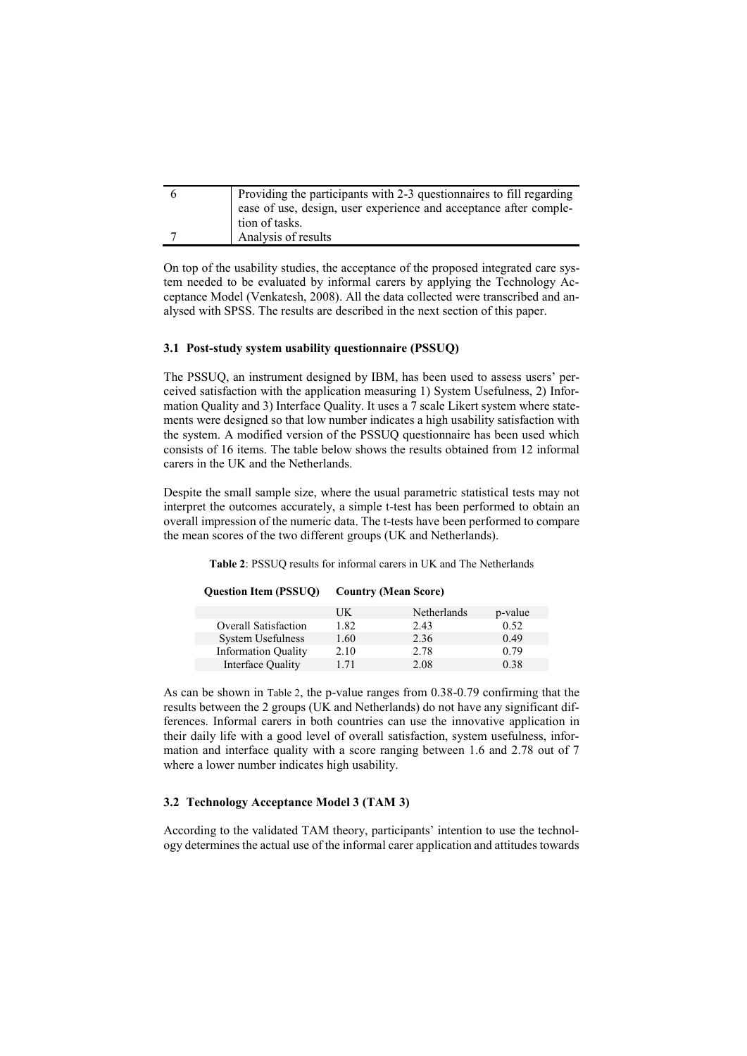| 6 | Providing the participants with 2-3 questionnaires to fill regarding ease of use, design, user experience and acceptance after completion of tasks. |
|---|---|
| 7 | Analysis of results |

On top of the usability studies, the acceptance of the proposed integrated care system needed to be evaluated by informal carers by applying the Technology Acceptance Model (Venkatesh, 2008). All the data collected were transcribed and analysed with SPSS. The results are described in the next section of this paper.

### 3.1 Post-study system usability questionnaire (PSSUQ)

The PSSUQ, an instrument designed by IBM, has been used to assess users' perceived satisfaction with the application measuring 1) System Usefulness, 2) Information Quality and 3) Interface Quality. It uses a 7 scale Likert system where statements were designed so that low number indicates a high usability satisfaction with the system. A modified version of the PSSUQ questionnaire has been used which consists of 16 items. The table below shows the results obtained from 12 informal carers in the UK and the Netherlands.

Despite the small sample size, where the usual parametric statistical tests may not interpret the outcomes accurately, a simple t-test has been performed to obtain an overall impression of the numeric data. The t-tests have been performed to compare the mean scores of the two different groups (UK and Netherlands).

**Table 2**: PSSUQ results for informal carers in UK and The Netherlands

| **Question Item (PSSUQ)** | **Country (Mean Score)** | | |
|---|---|---|---|
| | UK | Netherlands | p-value |
| Overall Satisfaction | 1.82 | 2.43 | 0.52 |
| System Usefulness | 1.60 | 2.36 | 0.49 |
| Information Quality | 2.10 | 2.78 | 0.79 |
| Interface Quality | 1.71 | 2.08 | 0.38 |

As can be shown in Table 2, the p-value ranges from 0.38-0.79 confirming that the results between the 2 groups (UK and Netherlands) do not have any significant differences. Informal carers in both countries can use the innovative application in their daily life with a good level of overall satisfaction, system usefulness, information and interface quality with a score ranging between 1.6 and 2.78 out of 7 where a lower number indicates high usability.

### 3.2 Technology Acceptance Model 3 (TAM 3)

According to the validated TAM theory, participants' intention to use the technology determines the actual use of the informal carer application and attitudes towards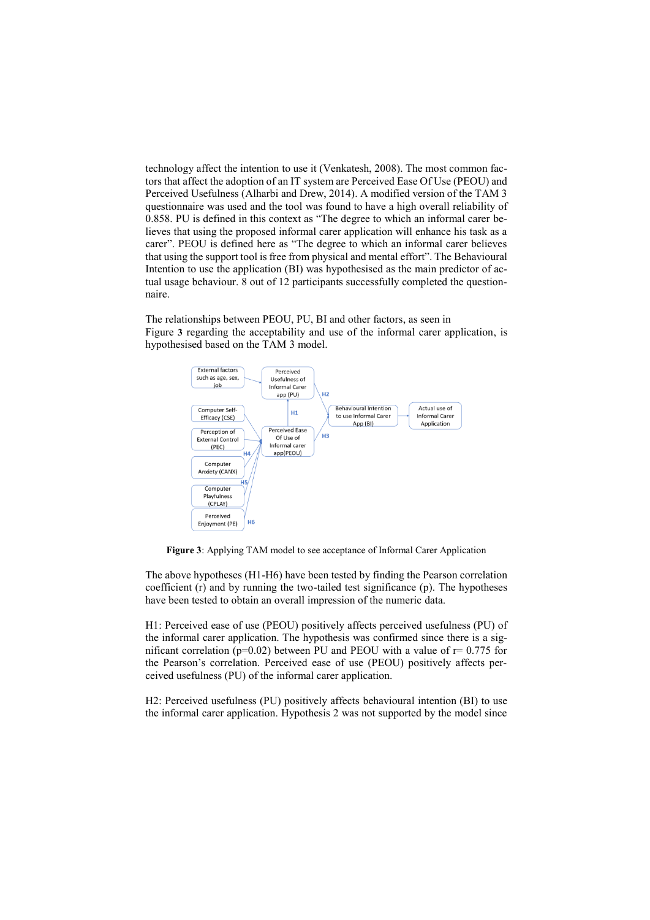technology affect the intention to use it (Venkatesh, 2008). The most common factors that affect the adoption of an IT system are Perceived Ease Of Use (PEOU) and Perceived Usefulness (Alharbi and Drew, 2014). A modified version of the TAM 3 questionnaire was used and the tool was found to have a high overall reliability of 0.858. PU is defined in this context as "The degree to which an informal carer believes that using the proposed informal carer application will enhance his task as a carer". PEOU is defined here as "The degree to which an informal carer believes that using the support tool is free from physical and mental effort". The Behavioural Intention to use the application (BI) was hypothesised as the main predictor of actual usage behaviour. 8 out of 12 participants successfully completed the questionnaire.

The relationships between PEOU, PU, BI and other factors, as seen in Figure **3** regarding the acceptability and use of the informal carer application, is hypothesised based on the TAM 3 model.

**Figure 3**: Applying TAM model to see acceptance of Informal Carer Application

The above hypotheses (H1-H6) have been tested by finding the Pearson correlation coefficient (r) and by running the two-tailed test significance (p). The hypotheses have been tested to obtain an overall impression of the numeric data.

H1: Perceived ease of use (PEOU) positively affects perceived usefulness (PU) of the informal carer application. The hypothesis was confirmed since there is a significant correlation ($p=0.02$) between PU and PEOU with a value of $r= 0.775$ for the Pearson's correlation. Perceived ease of use (PEOU) positively affects perceived usefulness (PU) of the informal carer application.

H2: Perceived usefulness (PU) positively affects behavioural intention (BI) to use the informal carer application. Hypothesis 2 was not supported by the model since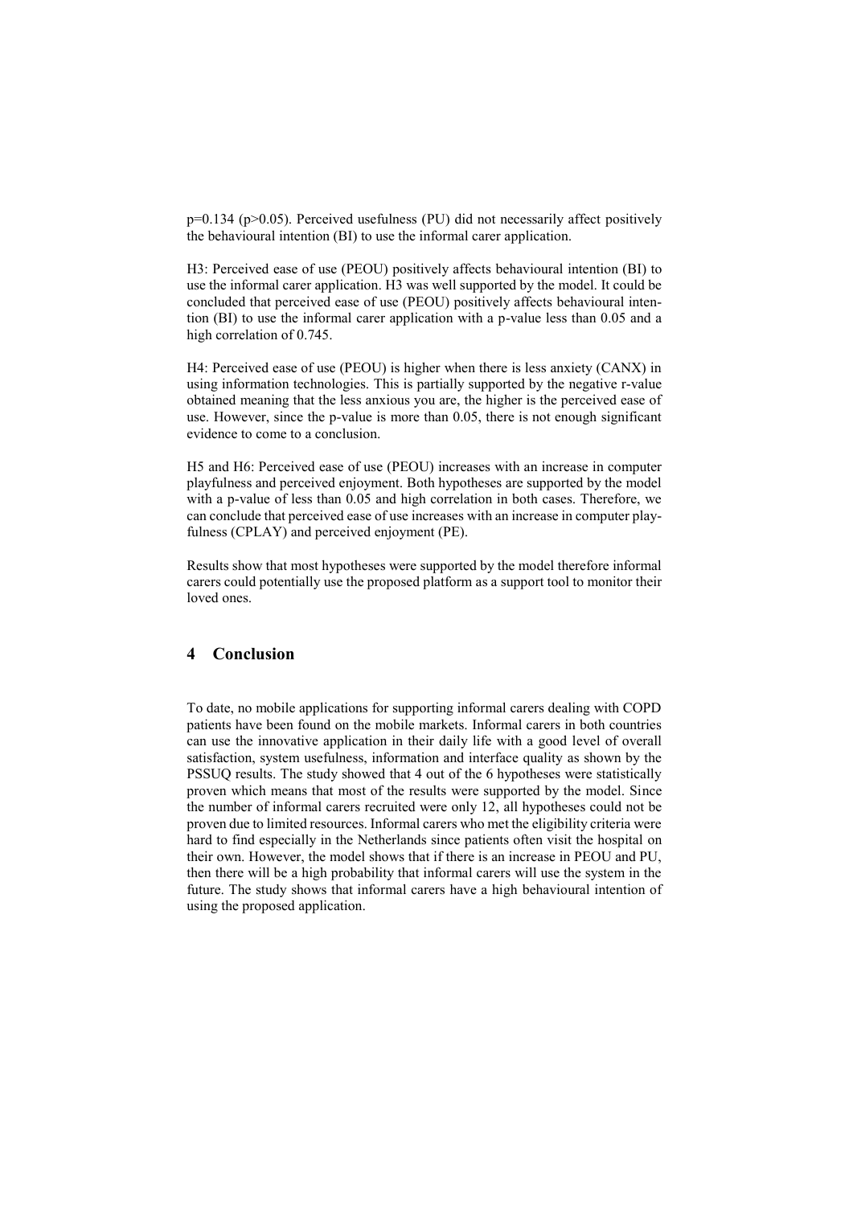$p=0.134$ ($p>0.05$). Perceived usefulness (PU) did not necessarily affect positively the behavioural intention (BI) to use the informal carer application.

H3: Perceived ease of use (PEOU) positively affects behavioural intention (BI) to use the informal carer application. H3 was well supported by the model. It could be concluded that perceived ease of use (PEOU) positively affects behavioural intention (BI) to use the informal carer application with a p-value less than 0.05 and a high correlation of 0.745.

H4: Perceived ease of use (PEOU) is higher when there is less anxiety (CANX) in using information technologies. This is partially supported by the negative r-value obtained meaning that the less anxious you are, the higher is the perceived ease of use. However, since the p-value is more than 0.05, there is not enough significant evidence to come to a conclusion.

H5 and H6: Perceived ease of use (PEOU) increases with an increase in computer playfulness and perceived enjoyment. Both hypotheses are supported by the model with a p-value of less than 0.05 and high correlation in both cases. Therefore, we can conclude that perceived ease of use increases with an increase in computer playfulness (CPLAY) and perceived enjoyment (PE).

Results show that most hypotheses were supported by the model therefore informal carers could potentially use the proposed platform as a support tool to monitor their loved ones.

## 4 Conclusion

To date, no mobile applications for supporting informal carers dealing with COPD patients have been found on the mobile markets. Informal carers in both countries can use the innovative application in their daily life with a good level of overall satisfaction, system usefulness, information and interface quality as shown by the PSSUQ results. The study showed that 4 out of the 6 hypotheses were statistically proven which means that most of the results were supported by the model. Since the number of informal carers recruited were only 12, all hypotheses could not be proven due to limited resources. Informal carers who met the eligibility criteria were hard to find especially in the Netherlands since patients often visit the hospital on their own. However, the model shows that if there is an increase in PEOU and PU, then there will be a high probability that informal carers will use the system in the future. The study shows that informal carers have a high behavioural intention of using the proposed application.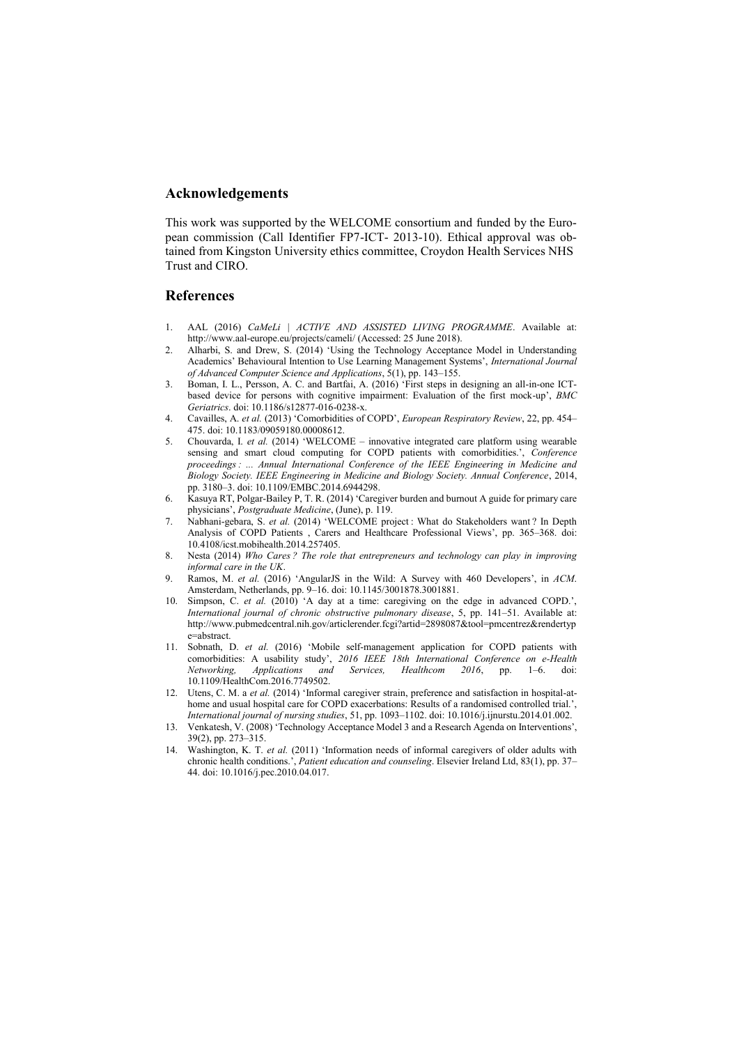## Acknowledgements

This work was supported by the WELCOME consortium and funded by the European commission (Call Identifier FP7-ICT- 2013-10). Ethical approval was obtained from Kingston University ethics committee, Croydon Health Services NHS Trust and CIRO.

## References

1. AAL (2016) *CaMeLi | ACTIVE AND ASSISTED LIVING PROGRAMME*. Available at: http://www.aal-europe.eu/projects/cameli/ (Accessed: 25 June 2018).
2. Alharbi, S. and Drew, S. (2014) 'Using the Technology Acceptance Model in Understanding Academics' Behavioural Intention to Use Learning Management Systems', *International Journal of Advanced Computer Science and Applications*, 5(1), pp. 143–155.
3. Boman, I. L., Persson, A. C. and Bartfai, A. (2016) 'First steps in designing an all-in-one ICT-based device for persons with cognitive impairment: Evaluation of the first mock-up', *BMC Geriatrics*. doi: 10.1186/s12877-016-0238-x.
4. Cavailles, A. *et al.* (2013) 'Comorbidities of COPD', *European Respiratory Review*, 22, pp. 454–475. doi: 10.1183/09059180.00008612.
5. Chouvarda, I. *et al.* (2014) 'WELCOME – innovative integrated care platform using wearable sensing and smart cloud computing for COPD patients with comorbidities.', *Conference proceedings : ... Annual International Conference of the IEEE Engineering in Medicine and Biology Society. IEEE Engineering in Medicine and Biology Society. Annual Conference*, 2014, pp. 3180–3. doi: 10.1109/EMBC.2014.6944298.
6. Kasuya RT, Polgar-Bailey P, T. R. (2014) 'Caregiver burden and burnout A guide for primary care physicians', *Postgraduate Medicine*, (June), p. 119.
7. Nabhani-gebara, S. *et al.* (2014) 'WELCOME project : What do Stakeholders want ? In Depth Analysis of COPD Patients , Carers and Healthcare Professional Views', pp. 365–368. doi: 10.4108/icst.mobihealth.2014.257405.
8. Nesta (2014) *Who Cares ? The role that entrepreneurs and technology can play in improving informal care in the UK*.
9. Ramos, M. *et al.* (2016) 'AngularJS in the Wild: A Survey with 460 Developers', in *ACM*. Amsterdam, Netherlands, pp. 9–16. doi: 10.1145/3001878.3001881.
10. Simpson, C. *et al.* (2010) 'A day at a time: caregiving on the edge in advanced COPD.', *International journal of chronic obstructive pulmonary disease*, 5, pp. 141–51. Available at: http://www.pubmedcentral.nih.gov/articlerender.fcgi?artid=2898087&tool=pmcentrez&rendertype=abstract.
11. Sobnath, D. *et al.* (2016) 'Mobile self-management application for COPD patients with comorbidities: A usability study', *2016 IEEE 18th International Conference on e-Health Networking, Applications and Services, Healthcom 2016*, pp. 1–6. doi: 10.1109/HealthCom.2016.7749502.
12. Utens, C. M. a *et al.* (2014) 'Informal caregiver strain, preference and satisfaction in hospital-at-home and usual hospital care for COPD exacerbations: Results of a randomised controlled trial.', *International journal of nursing studies*, 51, pp. 1093–1102. doi: 10.1016/j.ijnurstu.2014.01.002.
13. Venkatesh, V. (2008) 'Technology Acceptance Model 3 and a Research Agenda on Interventions', 39(2), pp. 273–315.
14. Washington, K. T. *et al.* (2011) 'Information needs of informal caregivers of older adults with chronic health conditions.', *Patient education and counseling*. Elsevier Ireland Ltd, 83(1), pp. 37–44. doi: 10.1016/j.pec.2010.04.017.